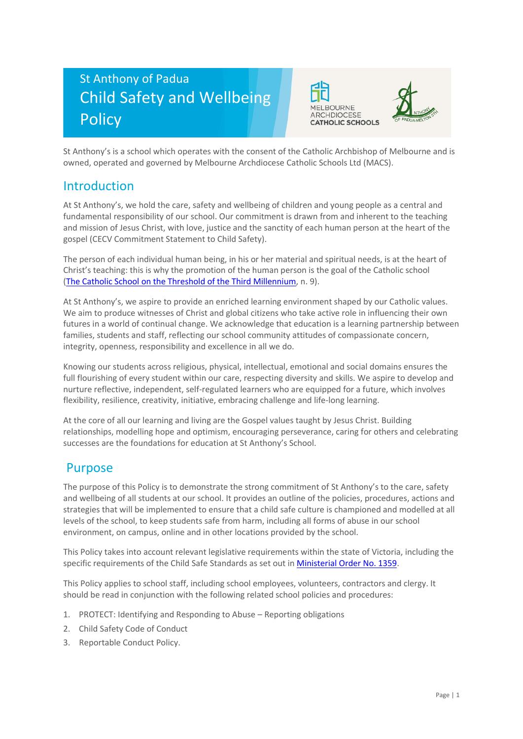# St Anthony of Padua Child Safety and Wellbeing Policy

MELBOURNE ARCHDIOCESE CATHOLIC SCHOOLS

St Anthony's is a school which operates with the consent of the Catholic Archbishop of Melbourne and is owned, operated and governed by Melbourne Archdiocese Catholic Schools Ltd (MACS).

## Introduction

At St Anthony's, we hold the care, safety and wellbeing of children and young people as a central and fundamental responsibility of our school. Our commitment is drawn from and inherent to the teaching and mission of Jesus Christ, with love, justice and the sanctity of each human person at the heart of the gospel (CECV Commitment Statement to Child Safety).

The person of each individual human being, in his or her material and spiritual needs, is at the heart of Christ's teaching: this is why the promotion of the human person is the goal of the Catholic school (The Catholic School on the Threshold of the Third Millennium, n. 9).

At St Anthony's, we aspire to provide an enriched learning environment shaped by our Catholic values. We aim to produce witnesses of Christ and global citizens who take active role in influencing their own futures in a world of continual change. We acknowledge that education is a learning partnership between families, students and staff, reflecting our school community attitudes of compassionate concern, integrity, openness, responsibility and excellence in all we do.

Knowing our students across religious, physical, intellectual, emotional and social domains ensures the full flourishing of every student within our care, respecting diversity and skills. We aspire to develop and nurture reflective, independent, self-regulated learners who are equipped for a future, which involves flexibility, resilience, creativity, initiative, embracing challenge and life-long learning.

At the core of all our learning and living are the Gospel values taught by Jesus Christ. Building relationships, modelling hope and optimism, encouraging perseverance, caring for others and celebrating successes are the foundations for education at St Anthony's School.

## Purpose

The purpose of this Policy is to demonstrate the strong commitment of St Anthony's to the care, safety and wellbeing of all students at our school. It provides an outline of the policies, procedures, actions and strategies that will be implemented to ensure that a child safe culture is championed and modelled at all levels of the school, to keep students safe from harm, including all forms of abuse in our school environment, on campus, online and in other locations provided by the school.

This Policy takes into account relevant legislative requirements within the state of Victoria, including the specific requirements of the Child Safe Standards as set out in Ministerial Order No. 1359.

This Policy applies to school staff, including school employees, volunteers, contractors and clergy. It should be read in conjunction with the following related school policies and procedures:

1. PROTECT: Identifying and Responding to Abuse – Reporting obligations
2. Child Safety Code of Conduct
3. Reportable Conduct Policy.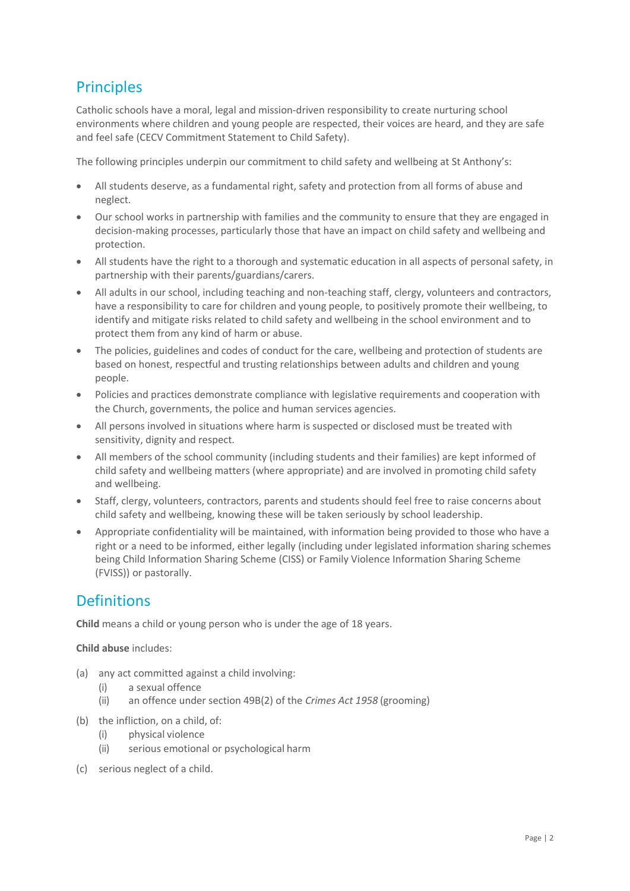## Principles

Catholic schools have a moral, legal and mission-driven responsibility to create nurturing school environments where children and young people are respected, their voices are heard, and they are safe and feel safe (CECV Commitment Statement to Child Safety).

The following principles underpin our commitment to child safety and wellbeing at St Anthony's:

- All students deserve, as a fundamental right, safety and protection from all forms of abuse and neglect.
- Our school works in partnership with families and the community to ensure that they are engaged in decision-making processes, particularly those that have an impact on child safety and wellbeing and protection.
- All students have the right to a thorough and systematic education in all aspects of personal safety, in partnership with their parents/guardians/carers.
- All adults in our school, including teaching and non-teaching staff, clergy, volunteers and contractors, have a responsibility to care for children and young people, to positively promote their wellbeing, to identify and mitigate risks related to child safety and wellbeing in the school environment and to protect them from any kind of harm or abuse.
- The policies, guidelines and codes of conduct for the care, wellbeing and protection of students are based on honest, respectful and trusting relationships between adults and children and young people.
- Policies and practices demonstrate compliance with legislative requirements and cooperation with the Church, governments, the police and human services agencies.
- All persons involved in situations where harm is suspected or disclosed must be treated with sensitivity, dignity and respect.
- All members of the school community (including students and their families) are kept informed of child safety and wellbeing matters (where appropriate) and are involved in promoting child safety and wellbeing.
- Staff, clergy, volunteers, contractors, parents and students should feel free to raise concerns about child safety and wellbeing, knowing these will be taken seriously by school leadership.
- Appropriate confidentiality will be maintained, with information being provided to those who have a right or a need to be informed, either legally (including under legislated information sharing schemes being Child Information Sharing Scheme (CISS) or Family Violence Information Sharing Scheme (FVISS)) or pastorally.

## Definitions

**Child** means a child or young person who is under the age of 18 years.

**Child abuse** includes:

(a) any act committed against a child involving:
  - (i) a sexual offence
  - (ii) an offence under section 49B(2) of the *Crimes Act 1958* (grooming)

(b) the infliction, on a child, of:
  - (i) physical violence
  - (ii) serious emotional or psychological harm

(c) serious neglect of a child.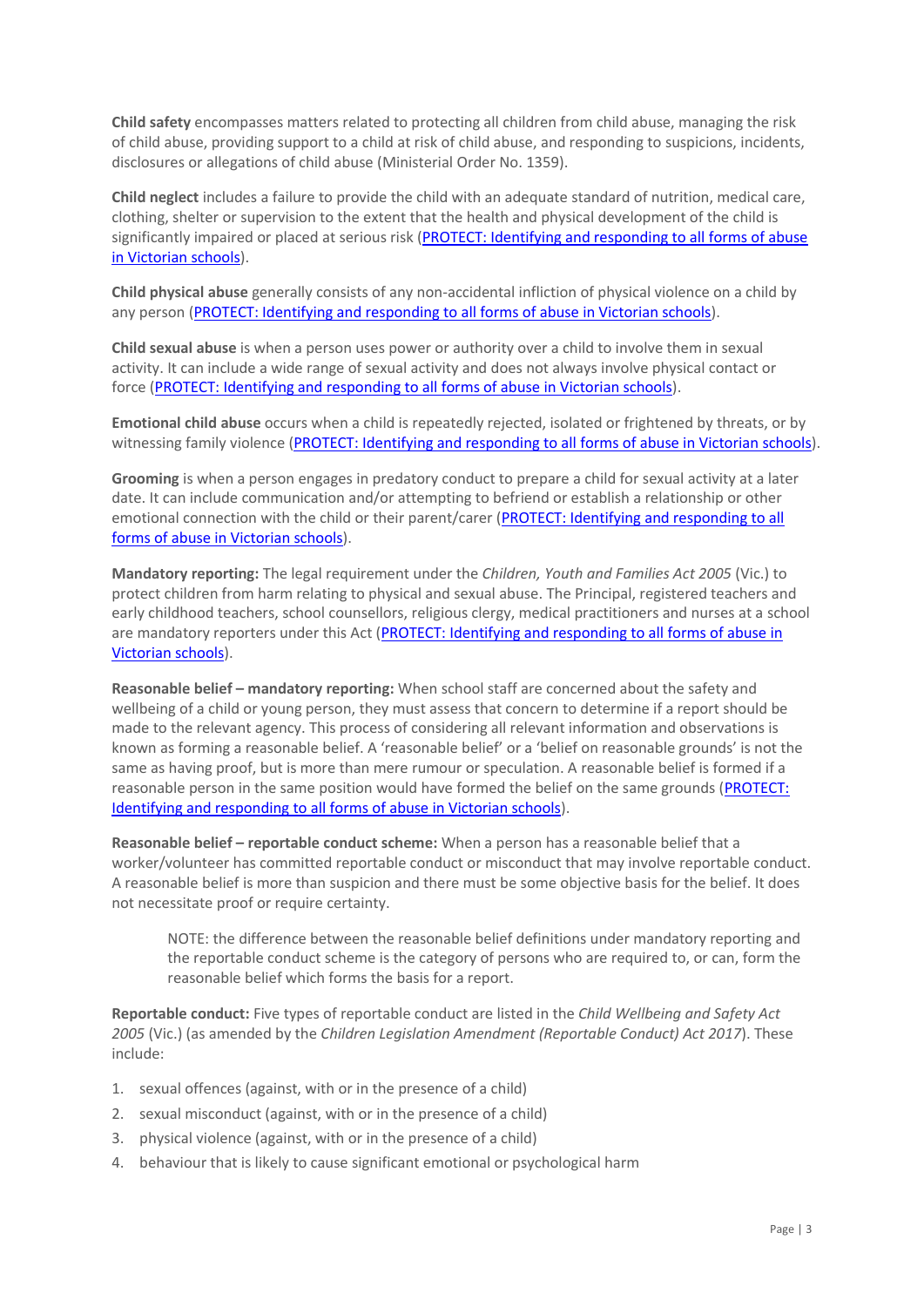**Child safety** encompasses matters related to protecting all children from child abuse, managing the risk of child abuse, providing support to a child at risk of child abuse, and responding to suspicions, incidents, disclosures or allegations of child abuse (Ministerial Order No. 1359).

**Child neglect** includes a failure to provide the child with an adequate standard of nutrition, medical care, clothing, shelter or supervision to the extent that the health and physical development of the child is significantly impaired or placed at serious risk (PROTECT: Identifying and responding to all forms of abuse in Victorian schools).

**Child physical abuse** generally consists of any non-accidental infliction of physical violence on a child by any person (PROTECT: Identifying and responding to all forms of abuse in Victorian schools).

**Child sexual abuse** is when a person uses power or authority over a child to involve them in sexual activity. It can include a wide range of sexual activity and does not always involve physical contact or force (PROTECT: Identifying and responding to all forms of abuse in Victorian schools).

**Emotional child abuse** occurs when a child is repeatedly rejected, isolated or frightened by threats, or by witnessing family violence (PROTECT: Identifying and responding to all forms of abuse in Victorian schools).

**Grooming** is when a person engages in predatory conduct to prepare a child for sexual activity at a later date. It can include communication and/or attempting to befriend or establish a relationship or other emotional connection with the child or their parent/carer (PROTECT: Identifying and responding to all forms of abuse in Victorian schools).

**Mandatory reporting:** The legal requirement under the *Children, Youth and Families Act 2005* (Vic.) to protect children from harm relating to physical and sexual abuse. The Principal, registered teachers and early childhood teachers, school counsellors, religious clergy, medical practitioners and nurses at a school are mandatory reporters under this Act (PROTECT: Identifying and responding to all forms of abuse in Victorian schools).

**Reasonable belief – mandatory reporting:** When school staff are concerned about the safety and wellbeing of a child or young person, they must assess that concern to determine if a report should be made to the relevant agency. This process of considering all relevant information and observations is known as forming a reasonable belief. A 'reasonable belief' or a 'belief on reasonable grounds' is not the same as having proof, but is more than mere rumour or speculation. A reasonable belief is formed if a reasonable person in the same position would have formed the belief on the same grounds (PROTECT: Identifying and responding to all forms of abuse in Victorian schools).

**Reasonable belief – reportable conduct scheme:** When a person has a reasonable belief that a worker/volunteer has committed reportable conduct or misconduct that may involve reportable conduct. A reasonable belief is more than suspicion and there must be some objective basis for the belief. It does not necessitate proof or require certainty.

> NOTE: the difference between the reasonable belief definitions under mandatory reporting and the reportable conduct scheme is the category of persons who are required to, or can, form the reasonable belief which forms the basis for a report.

**Reportable conduct:** Five types of reportable conduct are listed in the *Child Wellbeing and Safety Act 2005* (Vic.) (as amended by the *Children Legislation Amendment (Reportable Conduct) Act 2017*). These include:

1. sexual offences (against, with or in the presence of a child)
2. sexual misconduct (against, with or in the presence of a child)
3. physical violence (against, with or in the presence of a child)
4. behaviour that is likely to cause significant emotional or psychological harm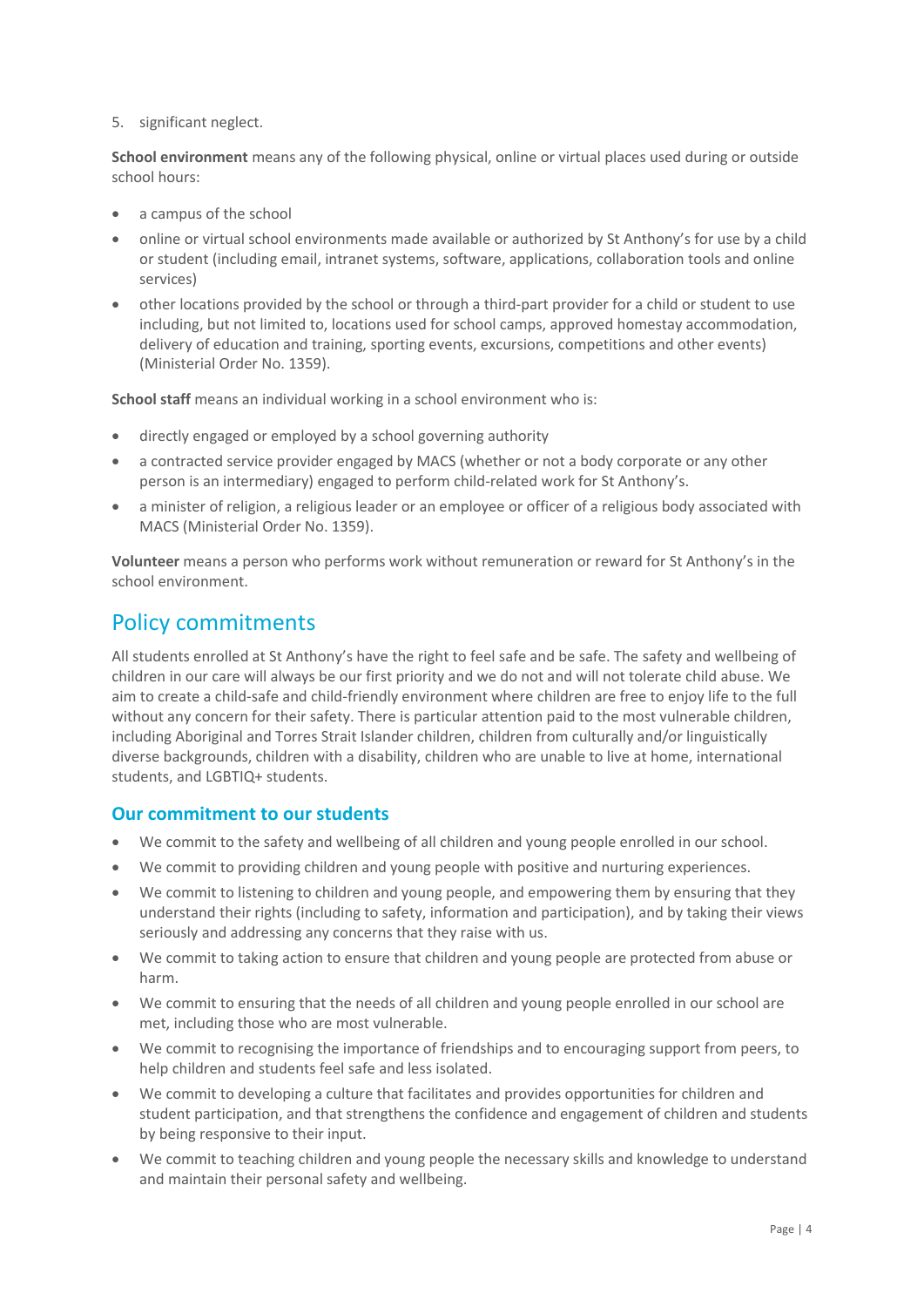5. significant neglect.

**School environment** means any of the following physical, online or virtual places used during or outside school hours:

- a campus of the school
- online or virtual school environments made available or authorized by St Anthony's for use by a child or student (including email, intranet systems, software, applications, collaboration tools and online services)
- other locations provided by the school or through a third-part provider for a child or student to use including, but not limited to, locations used for school camps, approved homestay accommodation, delivery of education and training, sporting events, excursions, competitions and other events) (Ministerial Order No. 1359).

**School staff** means an individual working in a school environment who is:

- directly engaged or employed by a school governing authority
- a contracted service provider engaged by MACS (whether or not a body corporate or any other person is an intermediary) engaged to perform child-related work for St Anthony's.
- a minister of religion, a religious leader or an employee or officer of a religious body associated with MACS (Ministerial Order No. 1359).

**Volunteer** means a person who performs work without remuneration or reward for St Anthony's in the school environment.

## Policy commitments

All students enrolled at St Anthony's have the right to feel safe and be safe. The safety and wellbeing of children in our care will always be our first priority and we do not and will not tolerate child abuse. We aim to create a child-safe and child-friendly environment where children are free to enjoy life to the full without any concern for their safety. There is particular attention paid to the most vulnerable children, including Aboriginal and Torres Strait Islander children, children from culturally and/or linguistically diverse backgrounds, children with a disability, children who are unable to live at home, international students, and LGBTIQ+ students.

### Our commitment to our students

- We commit to the safety and wellbeing of all children and young people enrolled in our school.
- We commit to providing children and young people with positive and nurturing experiences.
- We commit to listening to children and young people, and empowering them by ensuring that they understand their rights (including to safety, information and participation), and by taking their views seriously and addressing any concerns that they raise with us.
- We commit to taking action to ensure that children and young people are protected from abuse or harm.
- We commit to ensuring that the needs of all children and young people enrolled in our school are met, including those who are most vulnerable.
- We commit to recognising the importance of friendships and to encouraging support from peers, to help children and students feel safe and less isolated.
- We commit to developing a culture that facilitates and provides opportunities for children and student participation, and that strengthens the confidence and engagement of children and students by being responsive to their input.
- We commit to teaching children and young people the necessary skills and knowledge to understand and maintain their personal safety and wellbeing.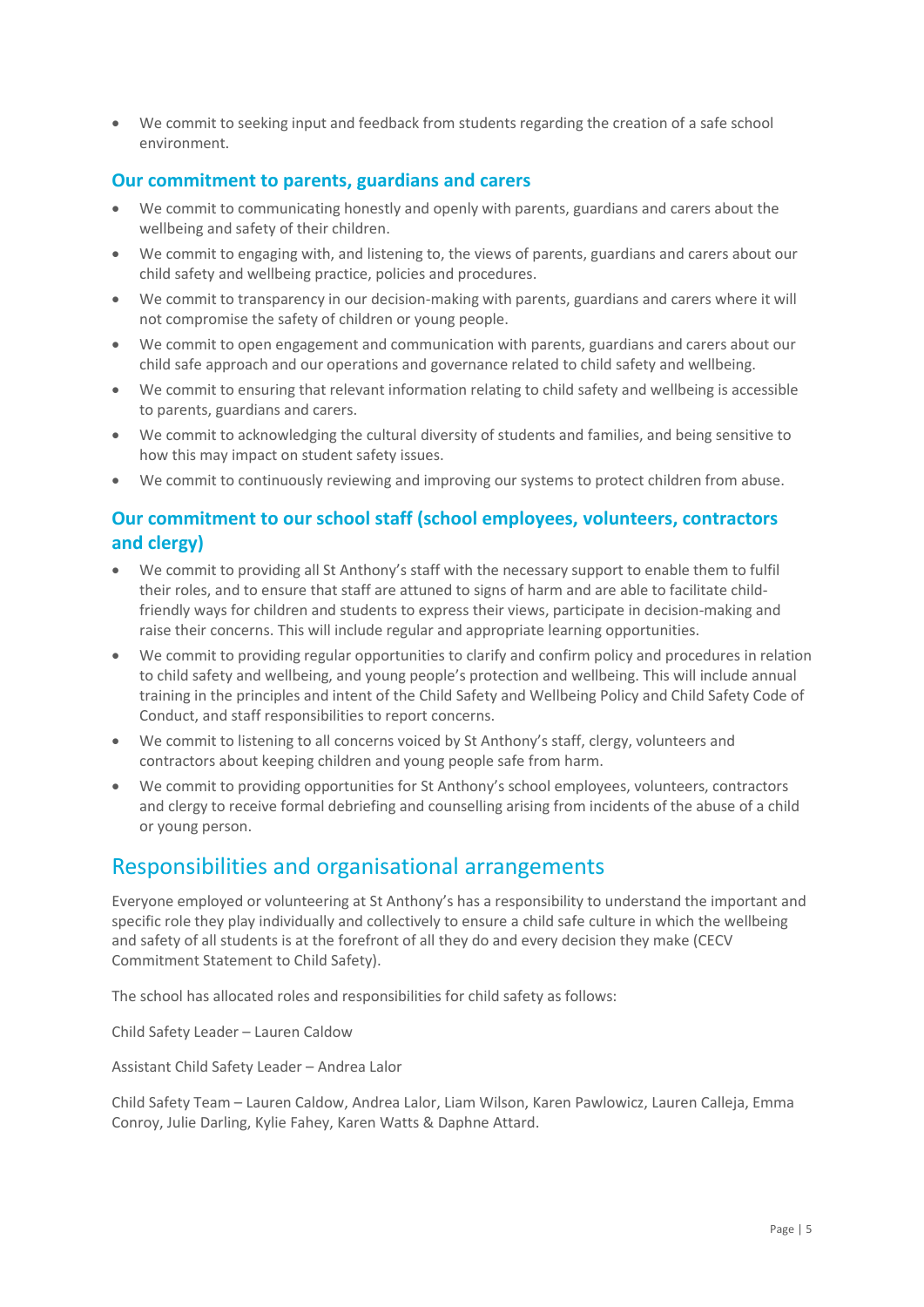- We commit to seeking input and feedback from students regarding the creation of a safe school environment.

### Our commitment to parents, guardians and carers

- We commit to communicating honestly and openly with parents, guardians and carers about the wellbeing and safety of their children.
- We commit to engaging with, and listening to, the views of parents, guardians and carers about our child safety and wellbeing practice, policies and procedures.
- We commit to transparency in our decision-making with parents, guardians and carers where it will not compromise the safety of children or young people.
- We commit to open engagement and communication with parents, guardians and carers about our child safe approach and our operations and governance related to child safety and wellbeing.
- We commit to ensuring that relevant information relating to child safety and wellbeing is accessible to parents, guardians and carers.
- We commit to acknowledging the cultural diversity of students and families, and being sensitive to how this may impact on student safety issues.
- We commit to continuously reviewing and improving our systems to protect children from abuse.

### Our commitment to our school staff (school employees, volunteers, contractors and clergy)

- We commit to providing all St Anthony's staff with the necessary support to enable them to fulfil their roles, and to ensure that staff are attuned to signs of harm and are able to facilitate child-friendly ways for children and students to express their views, participate in decision-making and raise their concerns. This will include regular and appropriate learning opportunities.
- We commit to providing regular opportunities to clarify and confirm policy and procedures in relation to child safety and wellbeing, and young people's protection and wellbeing. This will include annual training in the principles and intent of the Child Safety and Wellbeing Policy and Child Safety Code of Conduct, and staff responsibilities to report concerns.
- We commit to listening to all concerns voiced by St Anthony's staff, clergy, volunteers and contractors about keeping children and young people safe from harm.
- We commit to providing opportunities for St Anthony's school employees, volunteers, contractors and clergy to receive formal debriefing and counselling arising from incidents of the abuse of a child or young person.

## Responsibilities and organisational arrangements

Everyone employed or volunteering at St Anthony's has a responsibility to understand the important and specific role they play individually and collectively to ensure a child safe culture in which the wellbeing and safety of all students is at the forefront of all they do and every decision they make (CECV Commitment Statement to Child Safety).

The school has allocated roles and responsibilities for child safety as follows:

Child Safety Leader – Lauren Caldow

Assistant Child Safety Leader – Andrea Lalor

Child Safety Team – Lauren Caldow, Andrea Lalor, Liam Wilson, Karen Pawlowicz, Lauren Calleja, Emma Conroy, Julie Darling, Kylie Fahey, Karen Watts & Daphne Attard.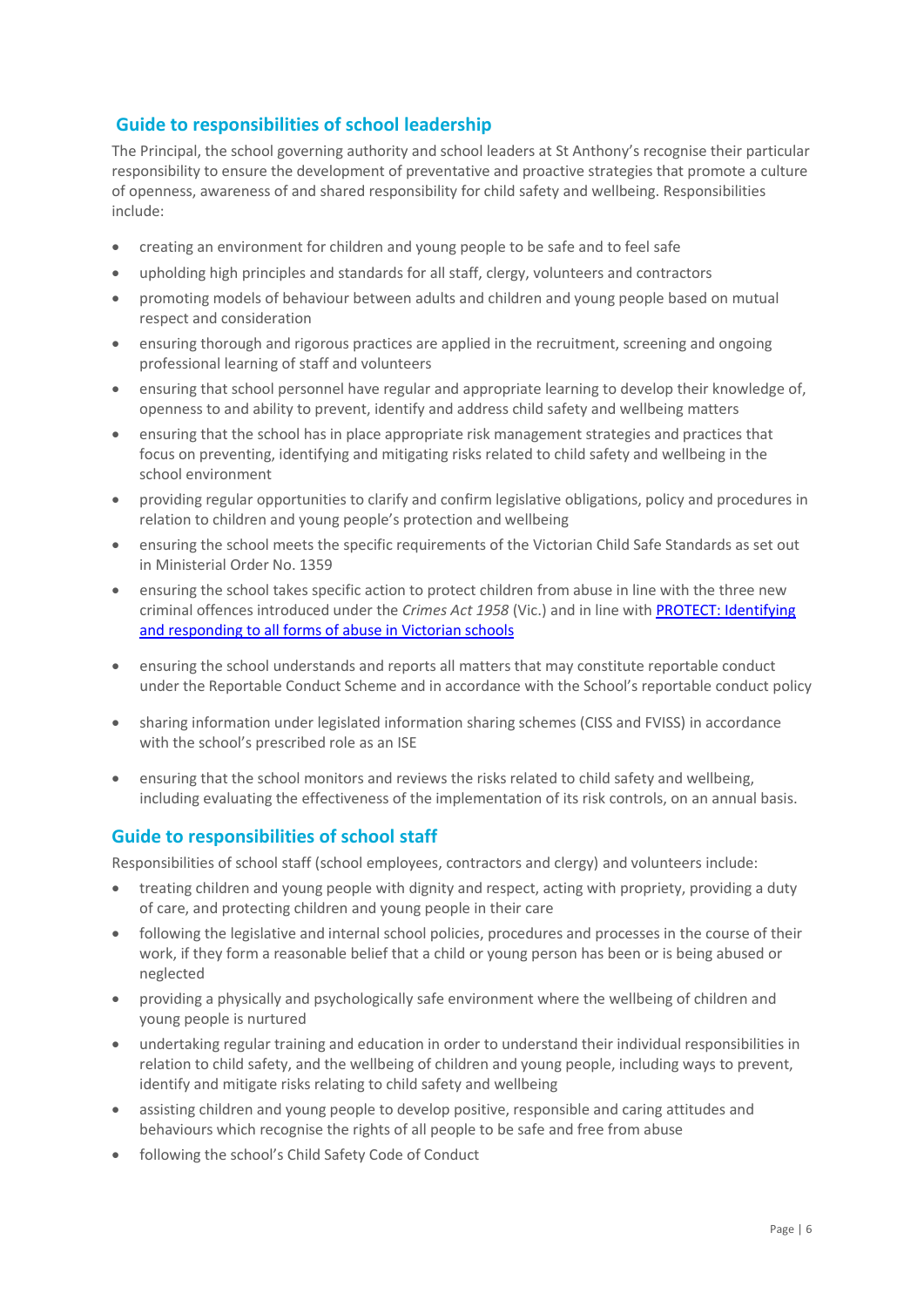## Guide to responsibilities of school leadership

The Principal, the school governing authority and school leaders at St Anthony's recognise their particular responsibility to ensure the development of preventative and proactive strategies that promote a culture of openness, awareness of and shared responsibility for child safety and wellbeing. Responsibilities include:

- creating an environment for children and young people to be safe and to feel safe
- upholding high principles and standards for all staff, clergy, volunteers and contractors
- promoting models of behaviour between adults and children and young people based on mutual respect and consideration
- ensuring thorough and rigorous practices are applied in the recruitment, screening and ongoing professional learning of staff and volunteers
- ensuring that school personnel have regular and appropriate learning to develop their knowledge of, openness to and ability to prevent, identify and address child safety and wellbeing matters
- ensuring that the school has in place appropriate risk management strategies and practices that focus on preventing, identifying and mitigating risks related to child safety and wellbeing in the school environment
- providing regular opportunities to clarify and confirm legislative obligations, policy and procedures in relation to children and young people's protection and wellbeing
- ensuring the school meets the specific requirements of the Victorian Child Safe Standards as set out in Ministerial Order No. 1359
- ensuring the school takes specific action to protect children from abuse in line with the three new criminal offences introduced under the *Crimes Act 1958* (Vic.) and in line with [PROTECT: Identifying and responding to all forms of abuse in Victorian schools]()
- ensuring the school understands and reports all matters that may constitute reportable conduct under the Reportable Conduct Scheme and in accordance with the School's reportable conduct policy
- sharing information under legislated information sharing schemes (CISS and FVISS) in accordance with the school's prescribed role as an ISE
- ensuring that the school monitors and reviews the risks related to child safety and wellbeing, including evaluating the effectiveness of the implementation of its risk controls, on an annual basis.

## Guide to responsibilities of school staff

Responsibilities of school staff (school employees, contractors and clergy) and volunteers include:

- treating children and young people with dignity and respect, acting with propriety, providing a duty of care, and protecting children and young people in their care
- following the legislative and internal school policies, procedures and processes in the course of their work, if they form a reasonable belief that a child or young person has been or is being abused or neglected
- providing a physically and psychologically safe environment where the wellbeing of children and young people is nurtured
- undertaking regular training and education in order to understand their individual responsibilities in relation to child safety, and the wellbeing of children and young people, including ways to prevent, identify and mitigate risks relating to child safety and wellbeing
- assisting children and young people to develop positive, responsible and caring attitudes and behaviours which recognise the rights of all people to be safe and free from abuse
- following the school's Child Safety Code of Conduct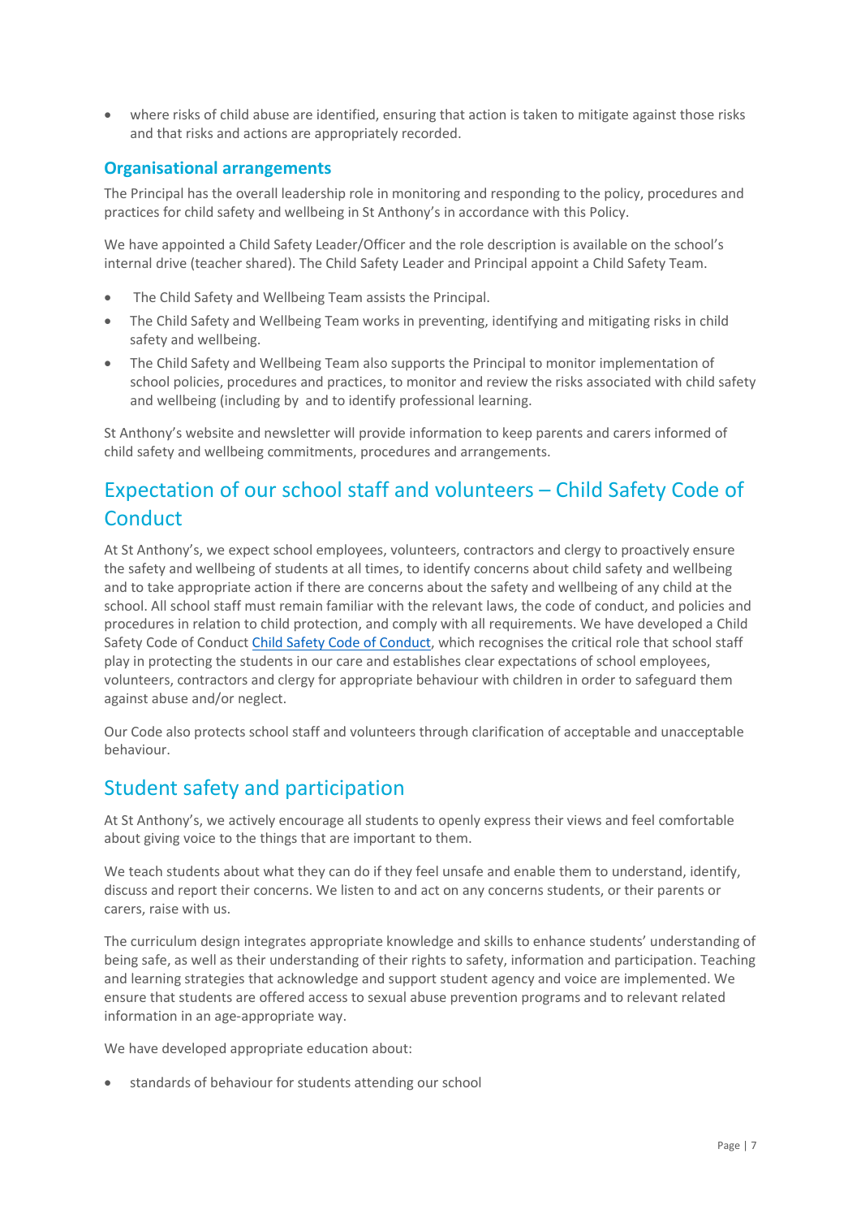- where risks of child abuse are identified, ensuring that action is taken to mitigate against those risks and that risks and actions are appropriately recorded.

### Organisational arrangements

The Principal has the overall leadership role in monitoring and responding to the policy, procedures and practices for child safety and wellbeing in St Anthony's in accordance with this Policy.

We have appointed a Child Safety Leader/Officer and the role description is available on the school's internal drive (teacher shared). The Child Safety Leader and Principal appoint a Child Safety Team.

- The Child Safety and Wellbeing Team assists the Principal.
- The Child Safety and Wellbeing Team works in preventing, identifying and mitigating risks in child safety and wellbeing.
- The Child Safety and Wellbeing Team also supports the Principal to monitor implementation of school policies, procedures and practices, to monitor and review the risks associated with child safety and wellbeing (including by  and to identify professional learning.

St Anthony's website and newsletter will provide information to keep parents and carers informed of child safety and wellbeing commitments, procedures and arrangements.

## Expectation of our school staff and volunteers – Child Safety Code of Conduct

At St Anthony's, we expect school employees, volunteers, contractors and clergy to proactively ensure the safety and wellbeing of students at all times, to identify concerns about child safety and wellbeing and to take appropriate action if there are concerns about the safety and wellbeing of any child at the school. All school staff must remain familiar with the relevant laws, the code of conduct, and policies and procedures in relation to child protection, and comply with all requirements. We have developed a Child Safety Code of Conduct [Child Safety Code of Conduct], which recognises the critical role that school staff play in protecting the students in our care and establishes clear expectations of school employees, volunteers, contractors and clergy for appropriate behaviour with children in order to safeguard them against abuse and/or neglect.

Our Code also protects school staff and volunteers through clarification of acceptable and unacceptable behaviour.

## Student safety and participation

At St Anthony's, we actively encourage all students to openly express their views and feel comfortable about giving voice to the things that are important to them.

We teach students about what they can do if they feel unsafe and enable them to understand, identify, discuss and report their concerns. We listen to and act on any concerns students, or their parents or carers, raise with us.

The curriculum design integrates appropriate knowledge and skills to enhance students' understanding of being safe, as well as their understanding of their rights to safety, information and participation. Teaching and learning strategies that acknowledge and support student agency and voice are implemented. We ensure that students are offered access to sexual abuse prevention programs and to relevant related information in an age-appropriate way.

We have developed appropriate education about:

- standards of behaviour for students attending our school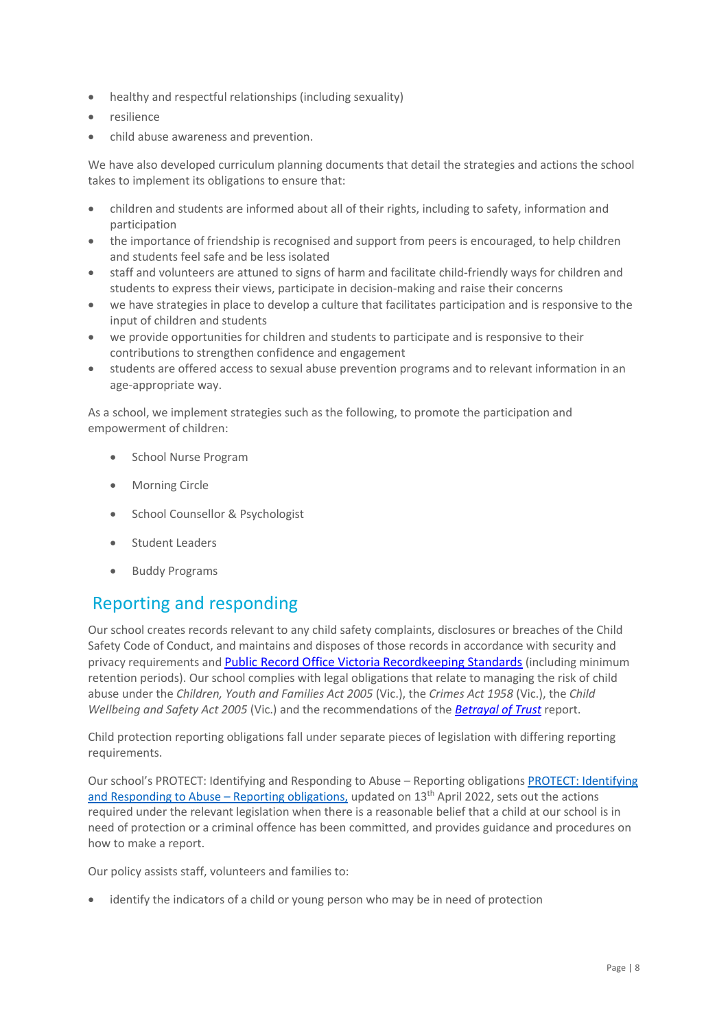- healthy and respectful relationships (including sexuality)
- resilience
- child abuse awareness and prevention.

We have also developed curriculum planning documents that detail the strategies and actions the school takes to implement its obligations to ensure that:

- children and students are informed about all of their rights, including to safety, information and participation
- the importance of friendship is recognised and support from peers is encouraged, to help children and students feel safe and be less isolated
- staff and volunteers are attuned to signs of harm and facilitate child-friendly ways for children and students to express their views, participate in decision-making and raise their concerns
- we have strategies in place to develop a culture that facilitates participation and is responsive to the input of children and students
- we provide opportunities for children and students to participate and is responsive to their contributions to strengthen confidence and engagement
- students are offered access to sexual abuse prevention programs and to relevant information in an age-appropriate way.

As a school, we implement strategies such as the following, to promote the participation and empowerment of children:

- School Nurse Program
- Morning Circle
- School Counsellor & Psychologist
- Student Leaders
- Buddy Programs

## Reporting and responding

Our school creates records relevant to any child safety complaints, disclosures or breaches of the Child Safety Code of Conduct, and maintains and disposes of those records in accordance with security and privacy requirements and Public Record Office Victoria Recordkeeping Standards (including minimum retention periods). Our school complies with legal obligations that relate to managing the risk of child abuse under the *Children, Youth and Families Act 2005* (Vic.), the *Crimes Act 1958* (Vic.), the *Child Wellbeing and Safety Act 2005* (Vic.) and the recommendations of the ***Betrayal of Trust*** report.

Child protection reporting obligations fall under separate pieces of legislation with differing reporting requirements.

Our school's PROTECT: Identifying and Responding to Abuse – Reporting obligations PROTECT: Identifying and Responding to Abuse – Reporting obligations, updated on 13th April 2022, sets out the actions required under the relevant legislation when there is a reasonable belief that a child at our school is in need of protection or a criminal offence has been committed, and provides guidance and procedures on how to make a report.

Our policy assists staff, volunteers and families to:

- identify the indicators of a child or young person who may be in need of protection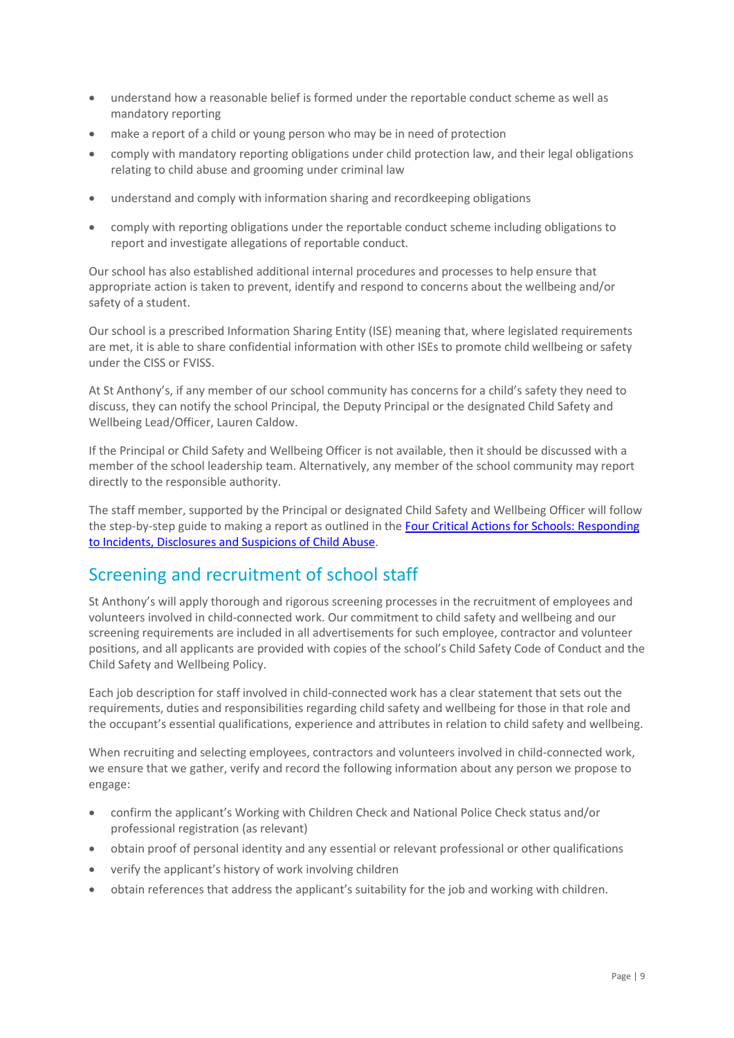- understand how a reasonable belief is formed under the reportable conduct scheme as well as mandatory reporting
- make a report of a child or young person who may be in need of protection
- comply with mandatory reporting obligations under child protection law, and their legal obligations relating to child abuse and grooming under criminal law
- understand and comply with information sharing and recordkeeping obligations
- comply with reporting obligations under the reportable conduct scheme including obligations to report and investigate allegations of reportable conduct.

Our school has also established additional internal procedures and processes to help ensure that appropriate action is taken to prevent, identify and respond to concerns about the wellbeing and/or safety of a student.

Our school is a prescribed Information Sharing Entity (ISE) meaning that, where legislated requirements are met, it is able to share confidential information with other ISEs to promote child wellbeing or safety under the CISS or FVISS.

At St Anthony's, if any member of our school community has concerns for a child's safety they need to discuss, they can notify the school Principal, the Deputy Principal or the designated Child Safety and Wellbeing Lead/Officer, Lauren Caldow.

If the Principal or Child Safety and Wellbeing Officer is not available, then it should be discussed with a member of the school leadership team. Alternatively, any member of the school community may report directly to the responsible authority.

The staff member, supported by the Principal or designated Child Safety and Wellbeing Officer will follow the step-by-step guide to making a report as outlined in the Four Critical Actions for Schools: Responding to Incidents, Disclosures and Suspicions of Child Abuse.

## Screening and recruitment of school staff

St Anthony's will apply thorough and rigorous screening processes in the recruitment of employees and volunteers involved in child-connected work. Our commitment to child safety and wellbeing and our screening requirements are included in all advertisements for such employee, contractor and volunteer positions, and all applicants are provided with copies of the school's Child Safety Code of Conduct and the Child Safety and Wellbeing Policy.

Each job description for staff involved in child-connected work has a clear statement that sets out the requirements, duties and responsibilities regarding child safety and wellbeing for those in that role and the occupant's essential qualifications, experience and attributes in relation to child safety and wellbeing.

When recruiting and selecting employees, contractors and volunteers involved in child-connected work, we ensure that we gather, verify and record the following information about any person we propose to engage:

- confirm the applicant's Working with Children Check and National Police Check status and/or professional registration (as relevant)
- obtain proof of personal identity and any essential or relevant professional or other qualifications
- verify the applicant's history of work involving children
- obtain references that address the applicant's suitability for the job and working with children.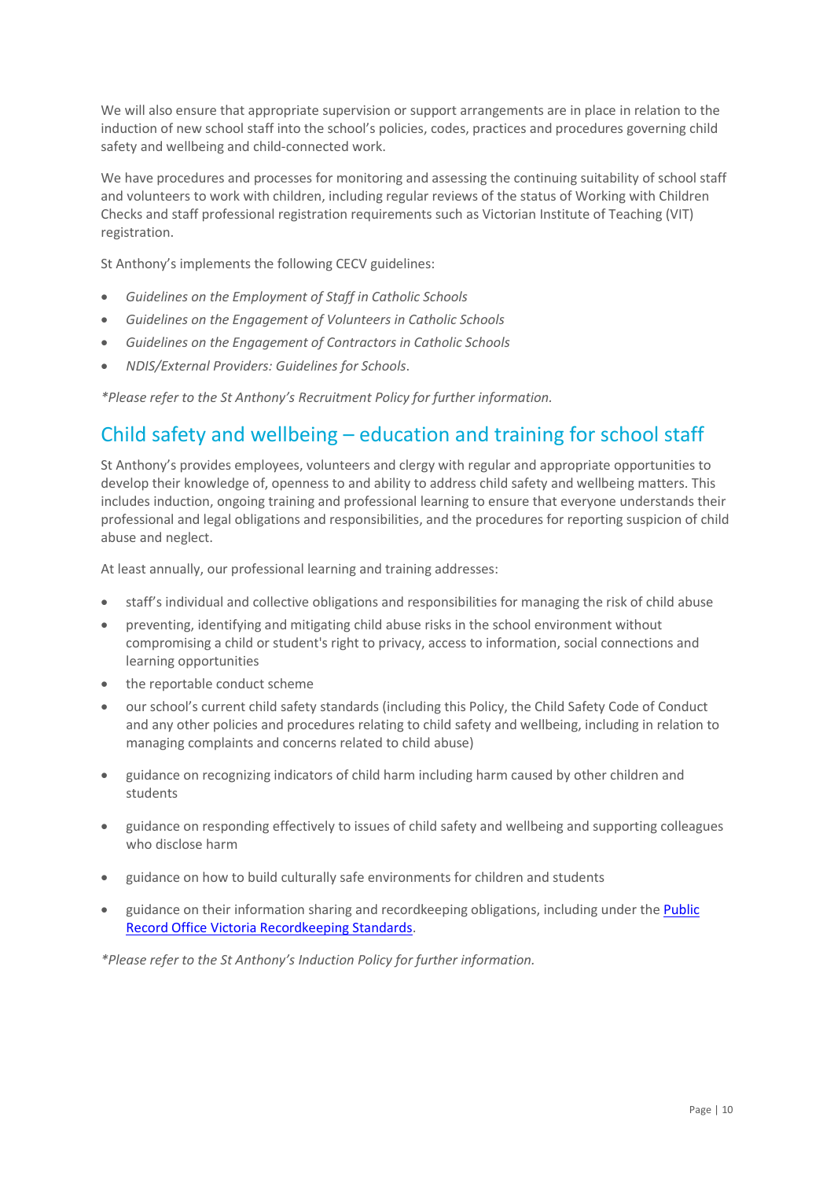We will also ensure that appropriate supervision or support arrangements are in place in relation to the induction of new school staff into the school's policies, codes, practices and procedures governing child safety and wellbeing and child-connected work.

We have procedures and processes for monitoring and assessing the continuing suitability of school staff and volunteers to work with children, including regular reviews of the status of Working with Children Checks and staff professional registration requirements such as Victorian Institute of Teaching (VIT) registration.

St Anthony's implements the following CECV guidelines:

- *Guidelines on the Employment of Staff in Catholic Schools*
- *Guidelines on the Engagement of Volunteers in Catholic Schools*
- *Guidelines on the Engagement of Contractors in Catholic Schools*
- *NDIS/External Providers: Guidelines for Schools*.

*\*Please refer to the St Anthony's Recruitment Policy for further information.*

## Child safety and wellbeing – education and training for school staff

St Anthony's provides employees, volunteers and clergy with regular and appropriate opportunities to develop their knowledge of, openness to and ability to address child safety and wellbeing matters. This includes induction, ongoing training and professional learning to ensure that everyone understands their professional and legal obligations and responsibilities, and the procedures for reporting suspicion of child abuse and neglect.

At least annually, our professional learning and training addresses:

- staff's individual and collective obligations and responsibilities for managing the risk of child abuse
- preventing, identifying and mitigating child abuse risks in the school environment without compromising a child or student's right to privacy, access to information, social connections and learning opportunities
- the reportable conduct scheme
- our school's current child safety standards (including this Policy, the Child Safety Code of Conduct and any other policies and procedures relating to child safety and wellbeing, including in relation to managing complaints and concerns related to child abuse)
- guidance on recognizing indicators of child harm including harm caused by other children and students
- guidance on responding effectively to issues of child safety and wellbeing and supporting colleagues who disclose harm
- guidance on how to build culturally safe environments for children and students
- guidance on their information sharing and recordkeeping obligations, including under the [Public Record Office Victoria Recordkeeping Standards](#).

*\*Please refer to the St Anthony's Induction Policy for further information.*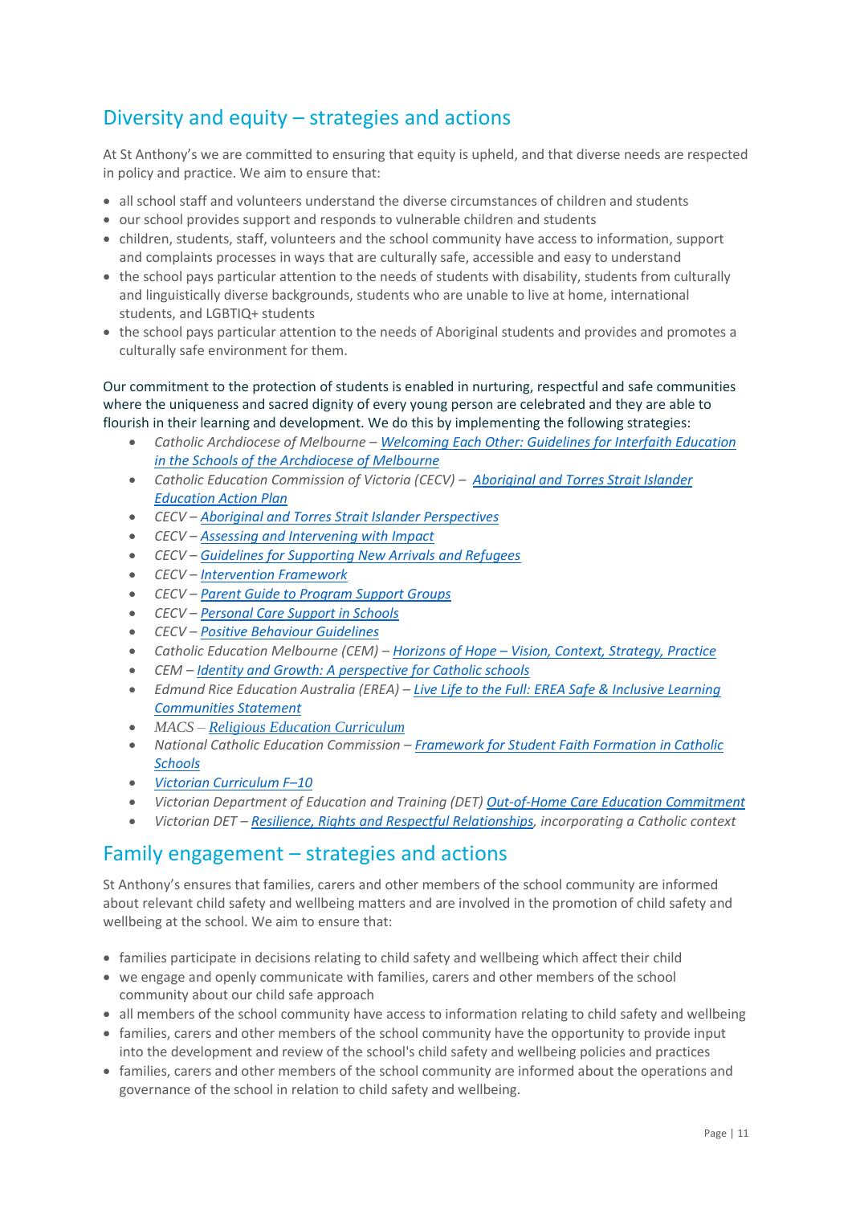## Diversity and equity – strategies and actions

At St Anthony's we are committed to ensuring that equity is upheld, and that diverse needs are respected in policy and practice. We aim to ensure that:

- all school staff and volunteers understand the diverse circumstances of children and students
- our school provides support and responds to vulnerable children and students
- children, students, staff, volunteers and the school community have access to information, support and complaints processes in ways that are culturally safe, accessible and easy to understand
- the school pays particular attention to the needs of students with disability, students from culturally and linguistically diverse backgrounds, students who are unable to live at home, international students, and LGBTIQ+ students
- the school pays particular attention to the needs of Aboriginal students and provides and promotes a culturally safe environment for them.

Our commitment to the protection of students is enabled in nurturing, respectful and safe communities where the uniqueness and sacred dignity of every young person are celebrated and they are able to flourish in their learning and development. We do this by implementing the following strategies:

- *Catholic Archdiocese of Melbourne – Welcoming Each Other: Guidelines for Interfaith Education in the Schools of the Archdiocese of Melbourne*
- *Catholic Education Commission of Victoria (CECV) – Aboriginal and Torres Strait Islander Education Action Plan*
- *CECV – Aboriginal and Torres Strait Islander Perspectives*
- *CECV – Assessing and Intervening with Impact*
- *CECV – Guidelines for Supporting New Arrivals and Refugees*
- *CECV – Intervention Framework*
- *CECV – Parent Guide to Program Support Groups*
- *CECV – Personal Care Support in Schools*
- *CECV – Positive Behaviour Guidelines*
- *Catholic Education Melbourne (CEM) – Horizons of Hope – Vision, Context, Strategy, Practice*
- *CEM – Identity and Growth: A perspective for Catholic schools*
- *Edmund Rice Education Australia (EREA) – Live Life to the Full: EREA Safe & Inclusive Learning Communities Statement*
- *MACS – Religious Education Curriculum*
- *National Catholic Education Commission – Framework for Student Faith Formation in Catholic Schools*
- *Victorian Curriculum F–10*
- *Victorian Department of Education and Training (DET) Out-of-Home Care Education Commitment*
- *Victorian DET – Resilience, Rights and Respectful Relationships, incorporating a Catholic context*

## Family engagement – strategies and actions

St Anthony's ensures that families, carers and other members of the school community are informed about relevant child safety and wellbeing matters and are involved in the promotion of child safety and wellbeing at the school. We aim to ensure that:

- families participate in decisions relating to child safety and wellbeing which affect their child
- we engage and openly communicate with families, carers and other members of the school community about our child safe approach
- all members of the school community have access to information relating to child safety and wellbeing
- families, carers and other members of the school community have the opportunity to provide input into the development and review of the school's child safety and wellbeing policies and practices
- families, carers and other members of the school community are informed about the operations and governance of the school in relation to child safety and wellbeing.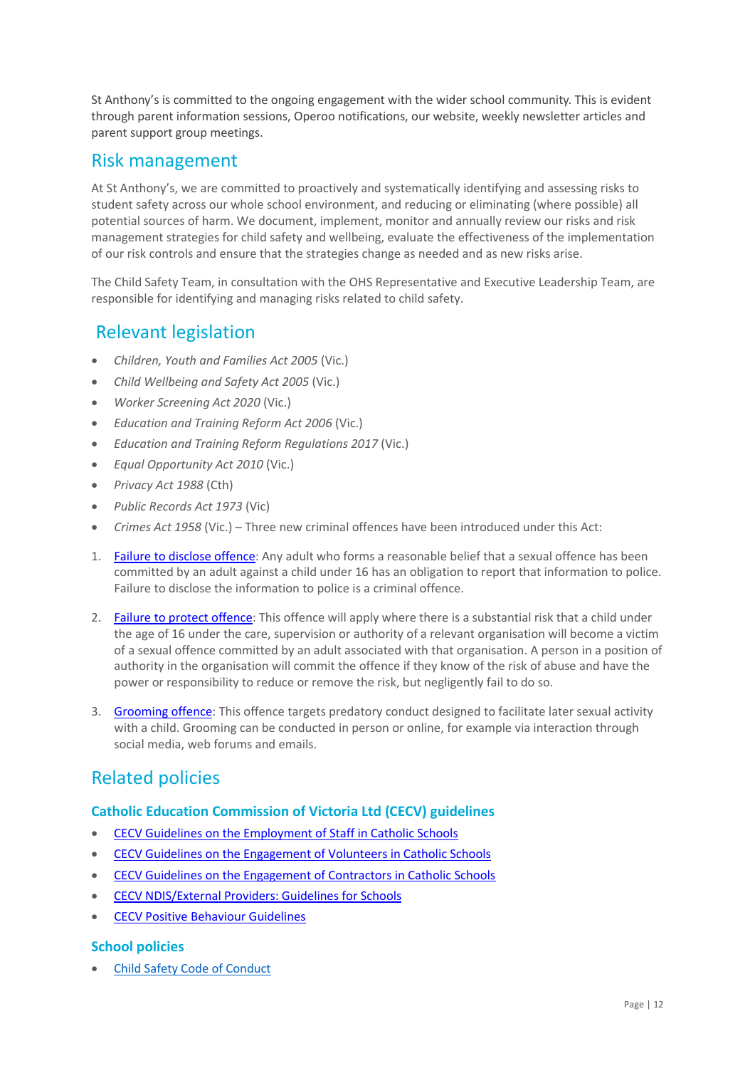St Anthony's is committed to the ongoing engagement with the wider school community. This is evident through parent information sessions, Operoo notifications, our website, weekly newsletter articles and parent support group meetings.

## Risk management

At St Anthony's, we are committed to proactively and systematically identifying and assessing risks to student safety across our whole school environment, and reducing or eliminating (where possible) all potential sources of harm. We document, implement, monitor and annually review our risks and risk management strategies for child safety and wellbeing, evaluate the effectiveness of the implementation of our risk controls and ensure that the strategies change as needed and as new risks arise.

The Child Safety Team, in consultation with the OHS Representative and Executive Leadership Team, are responsible for identifying and managing risks related to child safety.

## Relevant legislation

- *Children, Youth and Families Act 2005* (Vic.)
- *Child Wellbeing and Safety Act 2005* (Vic.)
- *Worker Screening Act 2020* (Vic.)
- *Education and Training Reform Act 2006* (Vic.)
- *Education and Training Reform Regulations 2017* (Vic.)
- *Equal Opportunity Act 2010* (Vic.)
- *Privacy Act 1988* (Cth)
- *Public Records Act 1973* (Vic)
- *Crimes Act 1958* (Vic.) – Three new criminal offences have been introduced under this Act:

1. Failure to disclose offence: Any adult who forms a reasonable belief that a sexual offence has been committed by an adult against a child under 16 has an obligation to report that information to police. Failure to disclose the information to police is a criminal offence.

2. Failure to protect offence: This offence will apply where there is a substantial risk that a child under the age of 16 under the care, supervision or authority of a relevant organisation will become a victim of a sexual offence committed by an adult associated with that organisation. A person in a position of authority in the organisation will commit the offence if they know of the risk of abuse and have the power or responsibility to reduce or remove the risk, but negligently fail to do so.

3. Grooming offence: This offence targets predatory conduct designed to facilitate later sexual activity with a child. Grooming can be conducted in person or online, for example via interaction through social media, web forums and emails.

## Related policies

### Catholic Education Commission of Victoria Ltd (CECV) guidelines

- CECV Guidelines on the Employment of Staff in Catholic Schools
- CECV Guidelines on the Engagement of Volunteers in Catholic Schools
- CECV Guidelines on the Engagement of Contractors in Catholic Schools
- CECV NDIS/External Providers: Guidelines for Schools
- CECV Positive Behaviour Guidelines

### School policies

- Child Safety Code of Conduct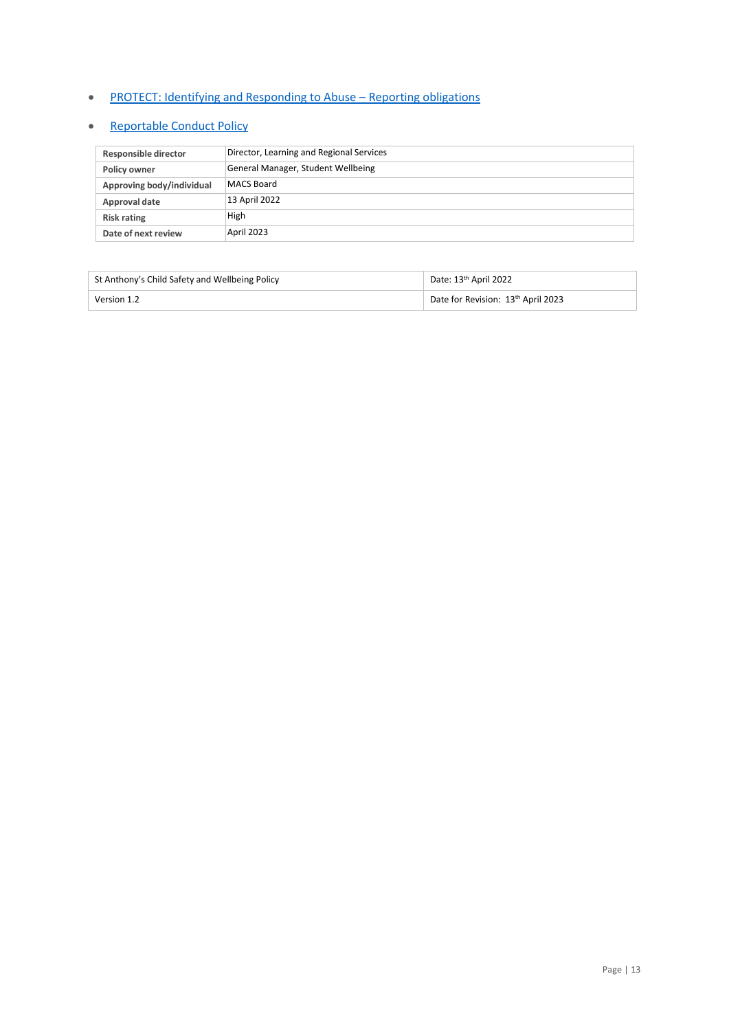- PROTECT: Identifying and Responding to Abuse – Reporting obligations
- Reportable Conduct Policy

| | |
|---|---|
| **Responsible director** | Director, Learning and Regional Services |
| **Policy owner** | General Manager, Student Wellbeing |
| **Approving body/individual** | MACS Board |
| **Approval date** | 13 April 2022 |
| **Risk rating** | High |
| **Date of next review** | April 2023 |

| | |
|---|---|
| St Anthony's Child Safety and Wellbeing Policy | Date: 13th April 2022 |
| Version 1.2 | Date for Revision: 13th April 2023 |